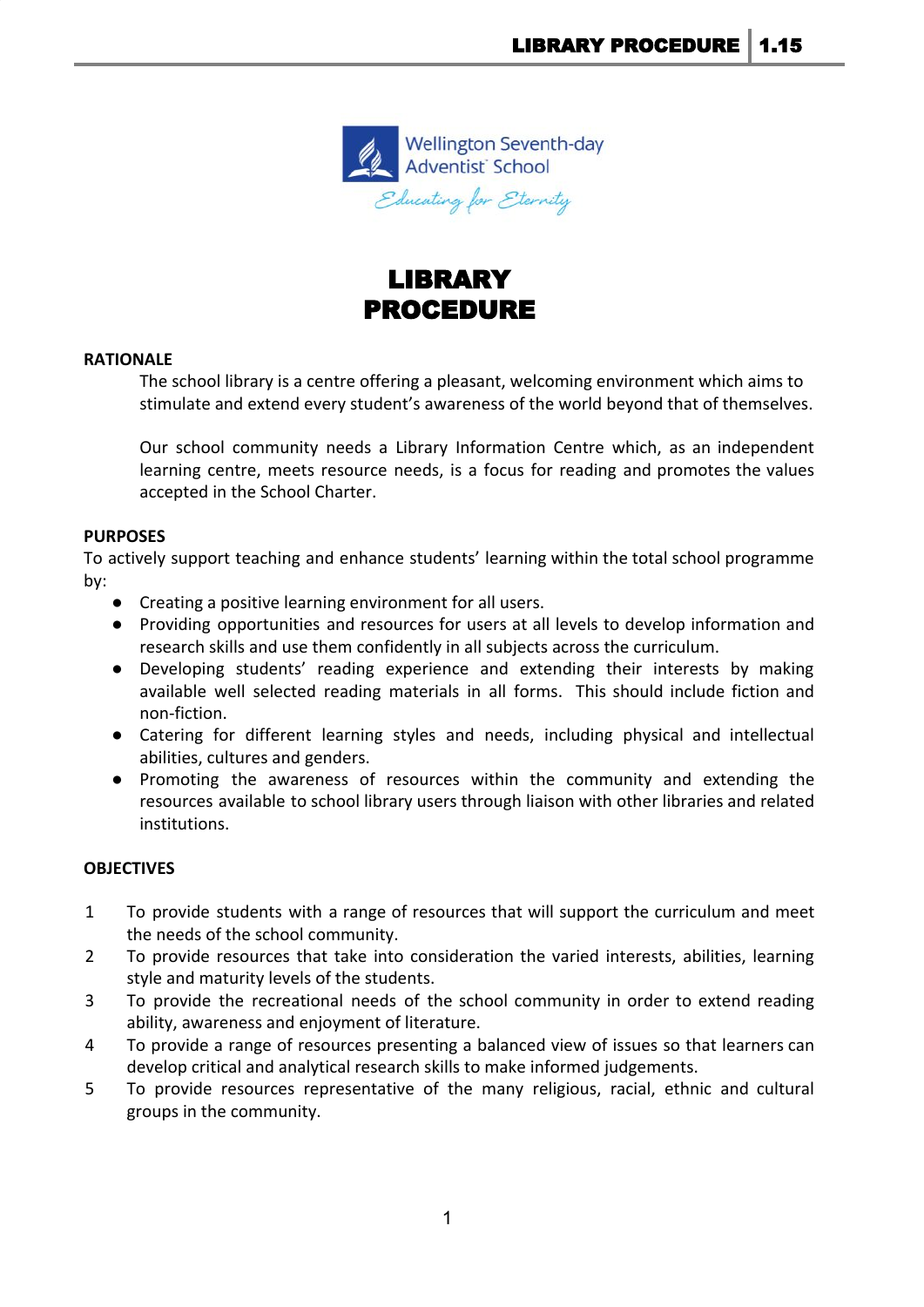Wellington Seventh-day Adventist School

*Educating for Eternity*

# LIBRARY PROCEDURE

**RATIONALE**

The school library is a centre offering a pleasant, welcoming environment which aims to stimulate and extend every student's awareness of the world beyond that of themselves.

Our school community needs a Library Information Centre which, as an independent learning centre, meets resource needs, is a focus for reading and promotes the values accepted in the School Charter.

**PURPOSES**

To actively support teaching and enhance students' learning within the total school programme by:

- Creating a positive learning environment for all users.
- Providing opportunities and resources for users at all levels to develop information and research skills and use them confidently in all subjects across the curriculum.
- Developing students' reading experience and extending their interests by making available well selected reading materials in all forms. This should include fiction and non-fiction.
- Catering for different learning styles and needs, including physical and intellectual abilities, cultures and genders.
- Promoting the awareness of resources within the community and extending the resources available to school library users through liaison with other libraries and related institutions.

**OBJECTIVES**

1. To provide students with a range of resources that will support the curriculum and meet the needs of the school community.
2. To provide resources that take into consideration the varied interests, abilities, learning style and maturity levels of the students.
3. To provide the recreational needs of the school community in order to extend reading ability, awareness and enjoyment of literature.
4. To provide a range of resources presenting a balanced view of issues so that learners can develop critical and analytical research skills to make informed judgements.
5. To provide resources representative of the many religious, racial, ethnic and cultural groups in the community.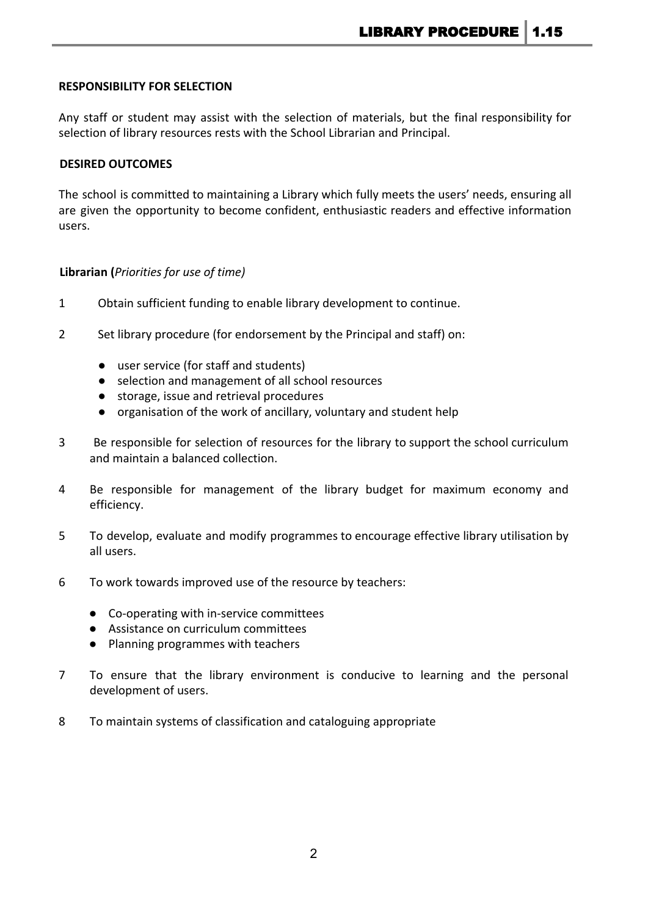**RESPONSIBILITY FOR SELECTION**

Any staff or student may assist with the selection of materials, but the final responsibility for selection of library resources rests with the School Librarian and Principal.

**DESIRED OUTCOMES**

The school is committed to maintaining a Library which fully meets the users' needs, ensuring all are given the opportunity to become confident, enthusiastic readers and effective information users.

**Librarian (***Priorities for use of time***)**

1. Obtain sufficient funding to enable library development to continue.

2. Set library procedure (for endorsement by the Principal and staff) on:
   - user service (for staff and students)
   - selection and management of all school resources
   - storage, issue and retrieval procedures
   - organisation of the work of ancillary, voluntary and student help

3. Be responsible for selection of resources for the library to support the school curriculum and maintain a balanced collection.

4. Be responsible for management of the library budget for maximum economy and efficiency.

5. To develop, evaluate and modify programmes to encourage effective library utilisation by all users.

6. To work towards improved use of the resource by teachers:
   - Co-operating with in-service committees
   - Assistance on curriculum committees
   - Planning programmes with teachers

7. To ensure that the library environment is conducive to learning and the personal development of users.

8. To maintain systems of classification and cataloguing appropriate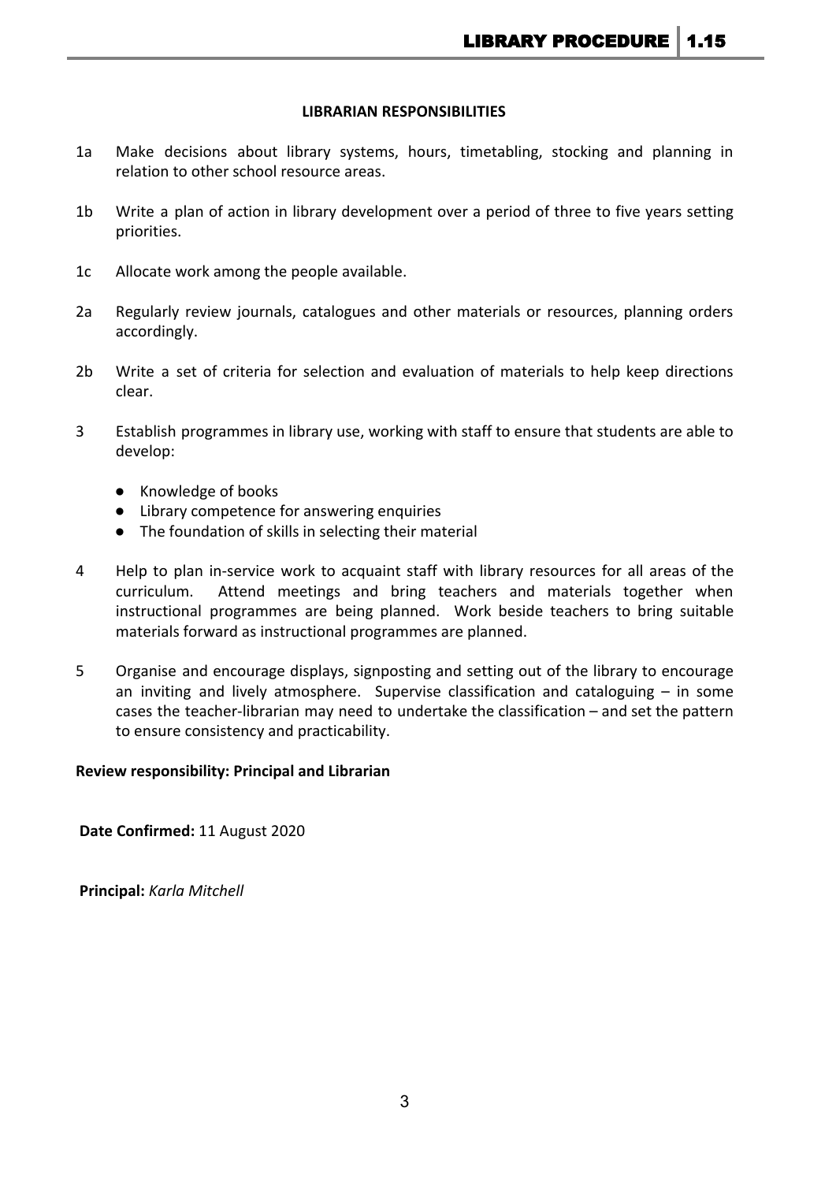#### LIBRARIAN RESPONSIBILITIES

1a Make decisions about library systems, hours, timetabling, stocking and planning in relation to other school resource areas.

1b Write a plan of action in library development over a period of three to five years setting priorities.

1c Allocate work among the people available.

2a Regularly review journals, catalogues and other materials or resources, planning orders accordingly.

2b Write a set of criteria for selection and evaluation of materials to help keep directions clear.

3 Establish programmes in library use, working with staff to ensure that students are able to develop:

- Knowledge of books
- Library competence for answering enquiries
- The foundation of skills in selecting their material

4 Help to plan in-service work to acquaint staff with library resources for all areas of the curriculum. Attend meetings and bring teachers and materials together when instructional programmes are being planned. Work beside teachers to bring suitable materials forward as instructional programmes are planned.

5 Organise and encourage displays, signposting and setting out of the library to encourage an inviting and lively atmosphere. Supervise classification and cataloguing – in some cases the teacher-librarian may need to undertake the classification – and set the pattern to ensure consistency and practicability.

**Review responsibility: Principal and Librarian**

**Date Confirmed:** 11 August 2020

**Principal:** *Karla Mitchell*